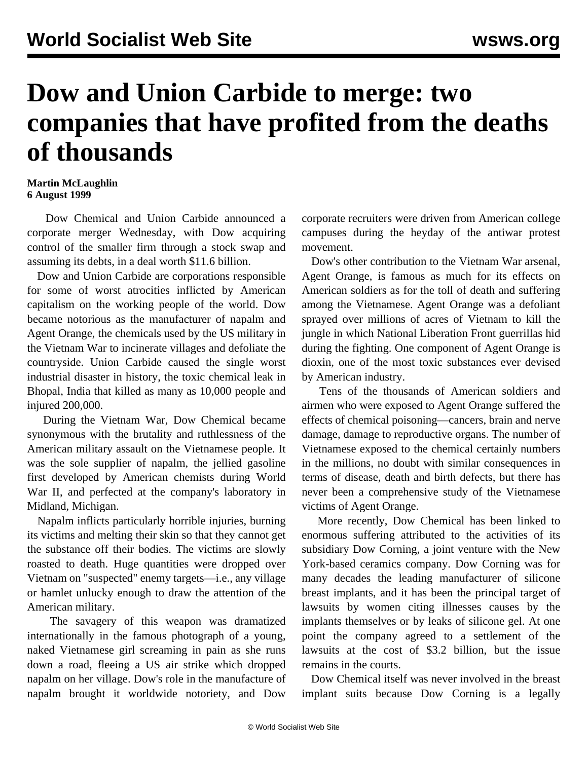# Dow and Union Carbide to merge: two companies that have profited from the deaths of thousands

**Martin McLaughlin**
**6 August 1999**

Dow Chemical and Union Carbide announced a corporate merger Wednesday, with Dow acquiring control of the smaller firm through a stock swap and assuming its debts, in a deal worth $11.6 billion.

Dow and Union Carbide are corporations responsible for some of worst atrocities inflicted by American capitalism on the working people of the world. Dow became notorious as the manufacturer of napalm and Agent Orange, the chemicals used by the US military in the Vietnam War to incinerate villages and defoliate the countryside. Union Carbide caused the single worst industrial disaster in history, the toxic chemical leak in Bhopal, India that killed as many as 10,000 people and injured 200,000.

During the Vietnam War, Dow Chemical became synonymous with the brutality and ruthlessness of the American military assault on the Vietnamese people. It was the sole supplier of napalm, the jellied gasoline first developed by American chemists during World War II, and perfected at the company's laboratory in Midland, Michigan.

Napalm inflicts particularly horrible injuries, burning its victims and melting their skin so that they cannot get the substance off their bodies. The victims are slowly roasted to death. Huge quantities were dropped over Vietnam on "suspected" enemy targets—i.e., any village or hamlet unlucky enough to draw the attention of the American military.

The savagery of this weapon was dramatized internationally in the famous photograph of a young, naked Vietnamese girl screaming in pain as she runs down a road, fleeing a US air strike which dropped napalm on her village. Dow's role in the manufacture of napalm brought it worldwide notoriety, and Dow corporate recruiters were driven from American college campuses during the heyday of the antiwar protest movement.

Dow's other contribution to the Vietnam War arsenal, Agent Orange, is famous as much for its effects on American soldiers as for the toll of death and suffering among the Vietnamese. Agent Orange was a defoliant sprayed over millions of acres of Vietnam to kill the jungle in which National Liberation Front guerrillas hid during the fighting. One component of Agent Orange is dioxin, one of the most toxic substances ever devised by American industry.

Tens of the thousands of American soldiers and airmen who were exposed to Agent Orange suffered the effects of chemical poisoning—cancers, brain and nerve damage, damage to reproductive organs. The number of Vietnamese exposed to the chemical certainly numbers in the millions, no doubt with similar consequences in terms of disease, death and birth defects, but there has never been a comprehensive study of the Vietnamese victims of Agent Orange.

More recently, Dow Chemical has been linked to enormous suffering attributed to the activities of its subsidiary Dow Corning, a joint venture with the New York-based ceramics company. Dow Corning was for many decades the leading manufacturer of silicone breast implants, and it has been the principal target of lawsuits by women citing illnesses causes by the implants themselves or by leaks of silicone gel. At one point the company agreed to a settlement of the lawsuits at the cost of $3.2 billion, but the issue remains in the courts.

Dow Chemical itself was never involved in the breast implant suits because Dow Corning is a legally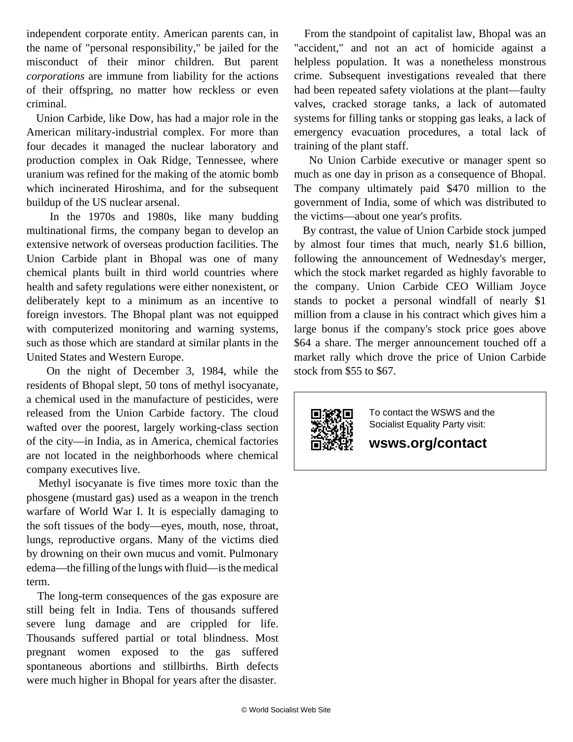independent corporate entity. American parents can, in the name of "personal responsibility," be jailed for the misconduct of their minor children. But parent *corporations* are immune from liability for the actions of their offspring, no matter how reckless or even criminal.

Union Carbide, like Dow, has had a major role in the American military-industrial complex. For more than four decades it managed the nuclear laboratory and production complex in Oak Ridge, Tennessee, where uranium was refined for the making of the atomic bomb which incinerated Hiroshima, and for the subsequent buildup of the US nuclear arsenal.

In the 1970s and 1980s, like many budding multinational firms, the company began to develop an extensive network of overseas production facilities. The Union Carbide plant in Bhopal was one of many chemical plants built in third world countries where health and safety regulations were either nonexistent, or deliberately kept to a minimum as an incentive to foreign investors. The Bhopal plant was not equipped with computerized monitoring and warning systems, such as those which are standard at similar plants in the United States and Western Europe.

On the night of December 3, 1984, while the residents of Bhopal slept, 50 tons of methyl isocyanate, a chemical used in the manufacture of pesticides, were released from the Union Carbide factory. The cloud wafted over the poorest, largely working-class section of the city—in India, as in America, chemical factories are not located in the neighborhoods where chemical company executives live.

Methyl isocyanate is five times more toxic than the phosgene (mustard gas) used as a weapon in the trench warfare of World War I. It is especially damaging to the soft tissues of the body—eyes, mouth, nose, throat, lungs, reproductive organs. Many of the victims died by drowning on their own mucus and vomit. Pulmonary edema—the filling of the lungs with fluid—is the medical term.

The long-term consequences of the gas exposure are still being felt in India. Tens of thousands suffered severe lung damage and are crippled for life. Thousands suffered partial or total blindness. Most pregnant women exposed to the gas suffered spontaneous abortions and stillbirths. Birth defects were much higher in Bhopal for years after the disaster.

From the standpoint of capitalist law, Bhopal was an "accident," and not an act of homicide against a helpless population. It was a nonetheless monstrous crime. Subsequent investigations revealed that there had been repeated safety violations at the plant—faulty valves, cracked storage tanks, a lack of automated systems for filling tanks or stopping gas leaks, a lack of emergency evacuation procedures, a total lack of training of the plant staff.

No Union Carbide executive or manager spent so much as one day in prison as a consequence of Bhopal. The company ultimately paid $470 million to the government of India, some of which was distributed to the victims—about one year's profits.

By contrast, the value of Union Carbide stock jumped by almost four times that much, nearly $1.6 billion, following the announcement of Wednesday's merger, which the stock market regarded as highly favorable to the company. Union Carbide CEO William Joyce stands to pocket a personal windfall of nearly $1 million from a clause in his contract which gives him a large bonus if the company's stock price goes above $64 a share. The merger announcement touched off a market rally which drove the price of Union Carbide stock from $55 to $67.

To contact the WSWS and the Socialist Equality Party visit:

**wsws.org/contact**